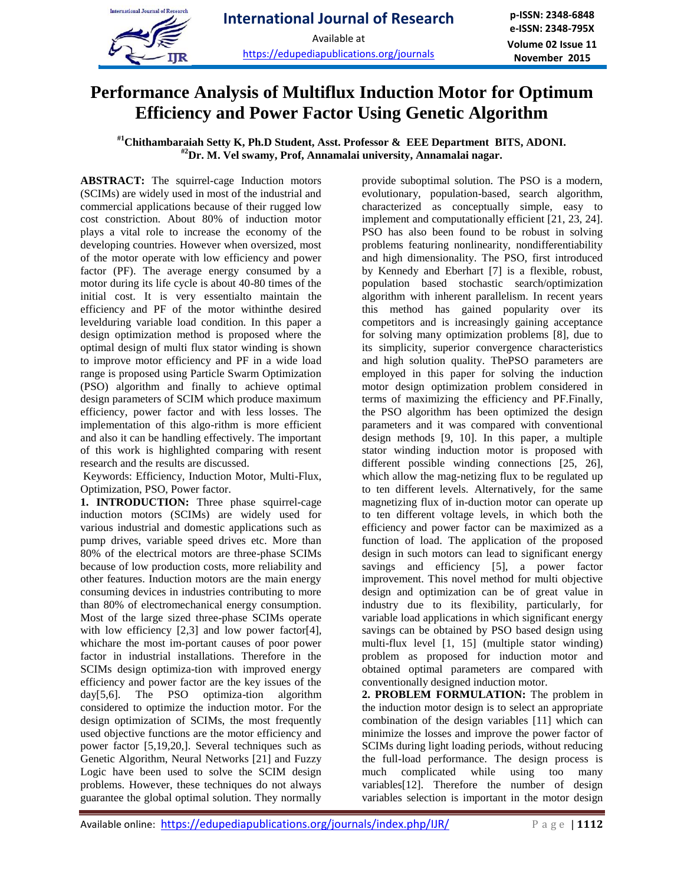# Performance Analysis of Multiflux Induction Motor for Optimum Efficiency and Power Factor Using Genetic Algorithm

**[#1]Chithambaraiah Setty K, Ph.D Student, Asst. Professor & EEE Department BITS, ADONI.**
**[#2]Dr. M. Vel swamy, Prof, Annamalai university, Annamalai nagar.**

**ABSTRACT:** The squirrel-cage Induction motors (SCIMs) are widely used in most of the industrial and commercial applications because of their rugged low cost constriction. About 80% of induction motor plays a vital role to increase the economy of the developing countries. However when oversized, most of the motor operate with low efficiency and power factor (PF). The average energy consumed by a motor during its life cycle is about 40-80 times of the initial cost. It is very essentialto maintain the efficiency and PF of the motor withinthe desired levelduring variable load condition. In this paper a design optimization method is proposed where the optimal design of multi flux stator winding is shown to improve motor efficiency and PF in a wide load range is proposed using Particle Swarm Optimization (PSO) algorithm and finally to achieve optimal design parameters of SCIM which produce maximum efficiency, power factor and with less losses. The implementation of this algo-rithm is more efficient and also it can be handling effectively. The important of this work is highlighted comparing with resent research and the results are discussed.

Keywords: Efficiency, Induction Motor, Multi-Flux, Optimization, PSO, Power factor.

**1. INTRODUCTION:** Three phase squirrel-cage induction motors (SCIMs) are widely used for various industrial and domestic applications such as pump drives, variable speed drives etc. More than 80% of the electrical motors are three-phase SCIMs because of low production costs, more reliability and other features. Induction motors are the main energy consuming devices in industries contributing to more than 80% of electromechanical energy consumption. Most of the large sized three-phase SCIMs operate with low efficiency [2,3] and low power factor[4], whichare the most im-portant causes of poor power factor in industrial installations. Therefore in the SCIMs design optimiza-tion with improved energy efficiency and power factor are the key issues of the day[5,6]. The PSO optimiza-tion algorithm considered to optimize the induction motor. For the design optimization of SCIMs, the most frequently used objective functions are the motor efficiency and power factor [5,19,20,]. Several techniques such as Genetic Algorithm, Neural Networks [21] and Fuzzy Logic have been used to solve the SCIM design problems. However, these techniques do not always guarantee the global optimal solution. They normally provide suboptimal solution. The PSO is a modern, evolutionary, population-based, search algorithm, characterized as conceptually simple, easy to implement and computationally efficient [21, 23, 24]. PSO has also been found to be robust in solving problems featuring nonlinearity, nondifferentiability and high dimensionality. The PSO, first introduced by Kennedy and Eberhart [7] is a flexible, robust, population based stochastic search/optimization algorithm with inherent parallelism. In recent years this method has gained popularity over its competitors and is increasingly gaining acceptance for solving many optimization problems [8], due to its simplicity, superior convergence characteristics and high solution quality. ThePSO parameters are employed in this paper for solving the induction motor design optimization problem considered in terms of maximizing the efficiency and PF.Finally, the PSO algorithm has been optimized the design parameters and it was compared with conventional design methods [9, 10]. In this paper, a multiple stator winding induction motor is proposed with different possible winding connections [25, 26], which allow the mag-netizing flux to be regulated up to ten different levels. Alternatively, for the same magnetizing flux of in-duction motor can operate up to ten different voltage levels, in which both the efficiency and power factor can be maximized as a function of load. The application of the proposed design in such motors can lead to significant energy savings and efficiency [5], a power factor improvement. This novel method for multi objective design and optimization can be of great value in industry due to its flexibility, particularly, for variable load applications in which significant energy savings can be obtained by PSO based design using multi-flux level [1, 15] (multiple stator winding) problem as proposed for induction motor and obtained optimal parameters are compared with conventionally designed induction motor.

**2. PROBLEM FORMULATION:** The problem in the induction motor design is to select an appropriate combination of the design variables [11] which can minimize the losses and improve the power factor of SCIMs during light loading periods, without reducing the full-load performance. The design process is much complicated while using too many variables[12]. Therefore the number of design variables selection is important in the motor design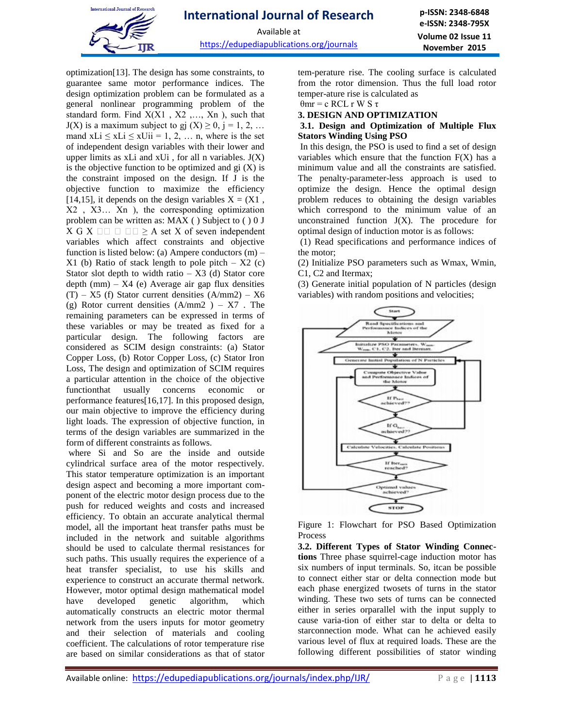optimization[13]. The design has some constraints, to guarantee same motor performance indices. The design optimization problem can be formulated as a general nonlinear programming problem of the standard form. Find $X(X_1, X_2, \ldots, X_n)$, such that $J(X)$ is a maximum subject to $g_j(X) \geq 0$, $j = 1, 2, \ldots m$ and $x_{Li} \leq x_{Li} \leq x_{Ui}$ $i = 1, 2, \ldots n$, where is the set of independent design variables with their lower and upper limits as $x_{Li}$ and $x_{Ui}$, for all n variables. $J(X)$ is the objective function to be optimized and $g_i(X)$ is the constraint imposed on the design. If J is the objective function to maximize the efficiency [14,15], it depends on the design variables $X = (X_1, X_2, X_3 \ldots X_n)$, the corresponding optimization problem can be written as: MAX ( ) Subject to ( ) 0 J X G X □□ □ □□ ≥ A set X of seven independent variables which affect constraints and objective function is listed below: (a) Ampere conductors (m) – X1 (b) Ratio of stack length to pole pitch – X2 (c) Stator slot depth to width ratio – X3 (d) Stator core depth (mm) – X4 (e) Average air gap flux densities (T) – X5 (f) Stator current densities (A/mm2) – X6 (g) Rotor current densities (A/mm2 ) – X7 . The remaining parameters can be expressed in terms of these variables or may be treated as fixed for a particular design. The following factors are considered as SCIM design constraints: (a) Stator Copper Loss, (b) Rotor Copper Loss, (c) Stator Iron Loss, The design and optimization of SCIM requires a particular attention in the choice of the objective functionthat usually concerns economic or performance features[16,17]. In this proposed design, our main objective to improve the efficiency during light loads. The expression of objective function, in terms of the design variables are summarized in the form of different constraints as follows.

where Si and So are the inside and outside cylindrical surface area of the motor respectively. This stator temperature optimization is an important design aspect and becoming a more important com-ponent of the electric motor design process due to the push for reduced weights and costs and increased efficiency. To obtain an accurate analytical thermal model, all the important heat transfer paths must be included in the network and suitable algorithms should be used to calculate thermal resistances for such paths. This usually requires the experience of a heat transfer specialist, to use his skills and experience to construct an accurate thermal network. However, motor optimal design mathematical model have developed genetic algorithm, which automatically constructs an electric motor thermal network from the users inputs for motor geometry and their selection of materials and cooling coefficient. The calculations of rotor temperature rise are based on similar considerations as that of stator tem-perature rise. The cooling surface is calculated from the rotor dimension. Thus the full load rotor temper-ature rise is calculated as

$\theta mr = c \, RCL \, r \, W \, S \, \tau$

## 3. DESIGN AND OPTIMIZATION

### 3.1. Design and Optimization of Multiple Flux Stators Winding Using PSO

In this design, the PSO is used to find a set of design variables which ensure that the function F(X) has a minimum value and all the constraints are satisfied. The penalty-parameter-less approach is used to optimize the design. Hence the optimal design problem reduces to obtaining the design variables which correspond to the minimum value of an unconstrained function J(X). The procedure for optimal design of induction motor is as follows:

(1) Read specifications and performance indices of the motor;

(2) Initialize PSO parameters such as Wmax, Wmin, C1, C2 and Itermax;

(3) Generate initial population of N particles (design variables) with random positions and velocities;

Figure 1: Flowchart for PSO Based Optimization Process

**3.2. Different Types of Stator Winding Connec-tions** Three phase squirrel-cage induction motor has six numbers of input terminals. So, itcan be possible to connect either star or delta connection mode but each phase energized twosets of turns in the stator winding. These two sets of turns can be connected either in series orparallel with the input supply to cause varia-tion of either star to delta or delta to starconnection mode. What can he achieved easily various level of flux at required loads. These are the following different possibilities of stator winding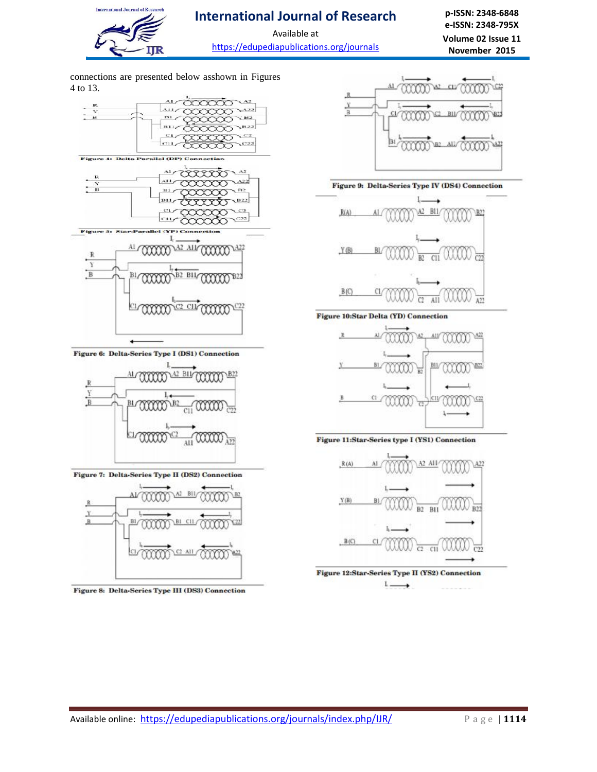connections are presented below asshown in Figures 4 to 13.

Figure 4: Delta Parallel (DP) Connection

Figure 5: Star-Parallel (YP) Connection

Figure 6: Delta-Series Type I (DS1) Connection

Figure 7: Delta-Series Type II (DS2) Connection

Figure 8: Delta-Series Type III (DS3) Connection

Figure 9: Delta-Series Type IV (DS4) Connection

Figure 10:Star Delta (YD) Connection

Figure 11:Star-Series type I (YS1) Connection

Figure 12:Star-Series Type II (YS2) Connection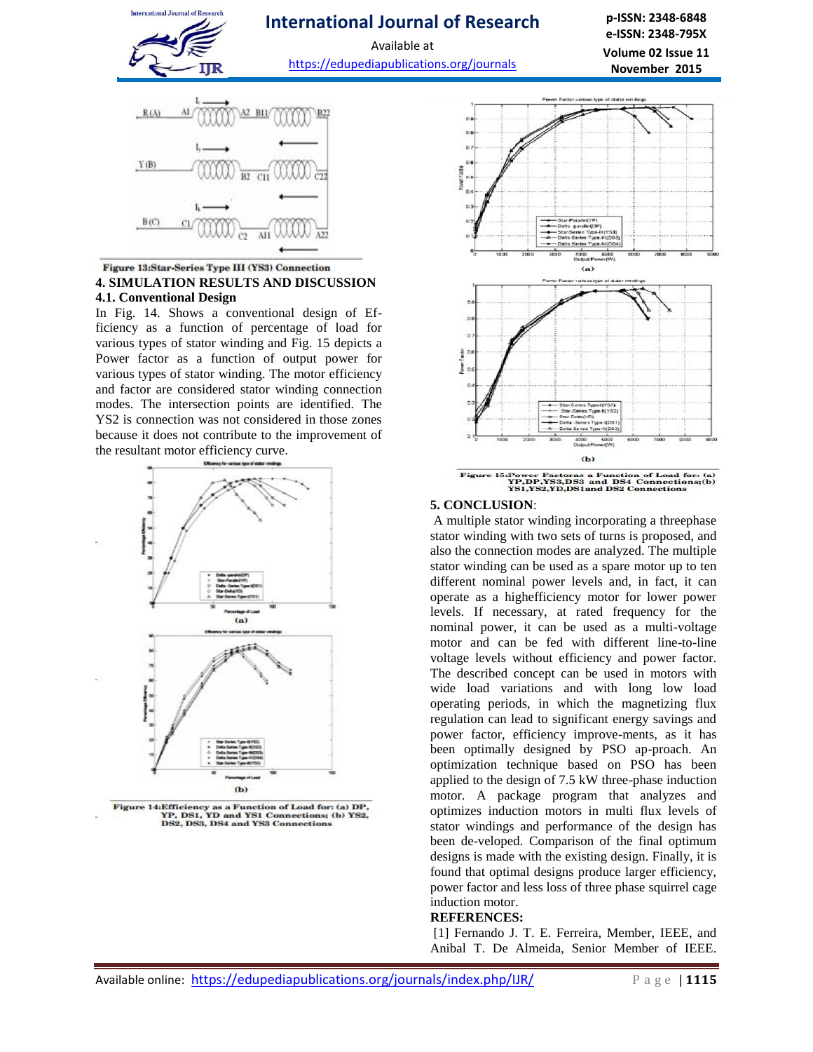Figure 13:Star-Series Type III (YS3) Connection

## 4. SIMULATION RESULTS AND DISCUSSION

### 4.1. Conventional Design

In Fig. 14. Shows a conventional design of Efficiency as a function of percentage of load for various types of stator winding and Fig. 15 depicts a Power factor as a function of output power for various types of stator winding. The motor efficiency and factor are considered stator winding connection modes. The intersection points are identified. The YS2 is connection was not considered in those zones because it does not contribute to the improvement of the resultant motor efficiency curve.

Figure 14:Efficiency as a Function of Load for: (a) DP, YP, DS1, YD and YS1 Connections; (b) YS2, DS2, DS3, DS4 and YS3 Connections

Figure 15:Power Factoras a Function of Load for: (a) YP,DP,YS3,DS3 and DS4 Connections;(b) YS1,YS2,YD,DS1and DS2 Connections

## 5. CONCLUSION:

A multiple stator winding incorporating a threephase stator winding with two sets of turns is proposed, and also the connection modes are analyzed. The multiple stator winding can be used as a spare motor up to ten different nominal power levels and, in fact, it can operate as a highefficiency motor for lower power levels. If necessary, at rated frequency for the nominal power, it can be used as a multi-voltage motor and can be fed with different line-to-line voltage levels without efficiency and power factor. The described concept can be used in motors with wide load variations and with long low load operating periods, in which the magnetizing flux regulation can lead to significant energy savings and power factor, efficiency improve-ments, as it has been optimally designed by PSO ap-proach. An optimization technique based on PSO has been applied to the design of 7.5 kW three-phase induction motor. A package program that analyzes and optimizes induction motors in multi flux levels of stator windings and performance of the design has been de-veloped. Comparison of the final optimum designs is made with the existing design. Finally, it is found that optimal designs produce larger efficiency, power factor and less loss of three phase squirrel cage induction motor.

## REFERENCES:

[1] Fernando J. T. E. Ferreira, Member, IEEE, and Anibal T. De Almeida, Senior Member of IEEE.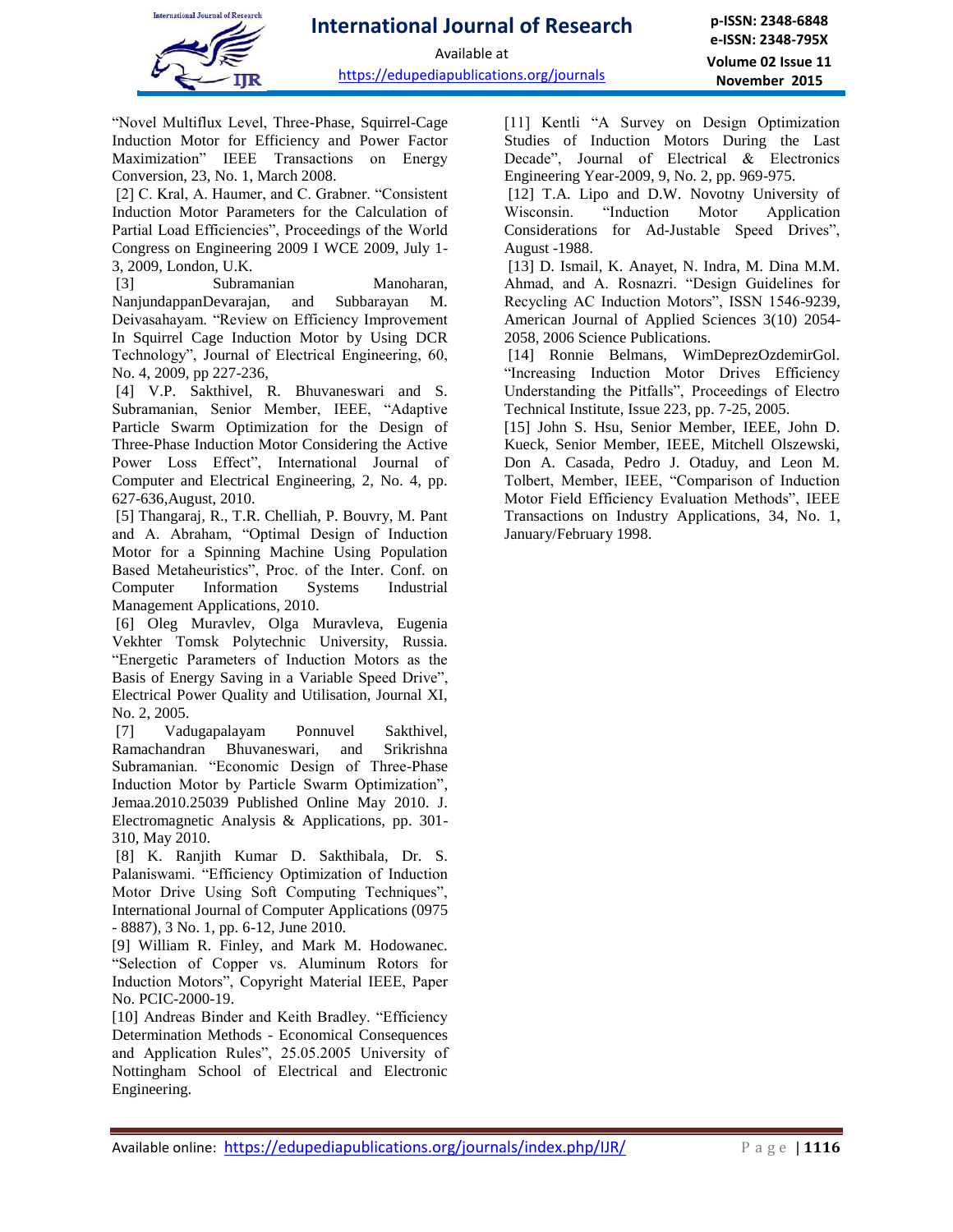"Novel Multiflux Level, Three-Phase, Squirrel-Cage Induction Motor for Efficiency and Power Factor Maximization" IEEE Transactions on Energy Conversion, 23, No. 1, March 2008.

[2] C. Kral, A. Haumer, and C. Grabner. "Consistent Induction Motor Parameters for the Calculation of Partial Load Efficiencies", Proceedings of the World Congress on Engineering 2009 I WCE 2009, July 1-3, 2009, London, U.K.

[3] Subramanian Manoharan, NanjundappanDevarajan, and Subbarayan M. Deivasahayam. "Review on Efficiency Improvement In Squirrel Cage Induction Motor by Using DCR Technology", Journal of Electrical Engineering, 60, No. 4, 2009, pp 227-236,

[4] V.P. Sakthivel, R. Bhuvaneswari and S. Subramanian, Senior Member, IEEE, "Adaptive Particle Swarm Optimization for the Design of Three-Phase Induction Motor Considering the Active Power Loss Effect", International Journal of Computer and Electrical Engineering, 2, No. 4, pp. 627-636,August, 2010.

[5] Thangaraj, R., T.R. Chelliah, P. Bouvry, M. Pant and A. Abraham, "Optimal Design of Induction Motor for a Spinning Machine Using Population Based Metaheuristics", Proc. of the Inter. Conf. on Computer Information Systems Industrial Management Applications, 2010.

[6] Oleg Muravlev, Olga Muravleva, Eugenia Vekhter Tomsk Polytechnic University, Russia. "Energetic Parameters of Induction Motors as the Basis of Energy Saving in a Variable Speed Drive", Electrical Power Quality and Utilisation, Journal XI, No. 2, 2005.

[7] Vadugapalayam Ponnuvel Sakthivel, Ramachandran Bhuvaneswari, and Srikrishna Subramanian. "Economic Design of Three-Phase Induction Motor by Particle Swarm Optimization", Jemaa.2010.25039 Published Online May 2010. J. Electromagnetic Analysis & Applications, pp. 301-310, May 2010.

[8] K. Ranjith Kumar D. Sakthibala, Dr. S. Palaniswami. "Efficiency Optimization of Induction Motor Drive Using Soft Computing Techniques", International Journal of Computer Applications (0975 - 8887), 3 No. 1, pp. 6-12, June 2010.

[9] William R. Finley, and Mark M. Hodowanec. "Selection of Copper vs. Aluminum Rotors for Induction Motors", Copyright Material IEEE, Paper No. PCIC-2000-19.

[10] Andreas Binder and Keith Bradley. "Efficiency Determination Methods - Economical Consequences and Application Rules", 25.05.2005 University of Nottingham School of Electrical and Electronic Engineering.

[11] Kentli "A Survey on Design Optimization Studies of Induction Motors During the Last Decade", Journal of Electrical & Electronics Engineering Year-2009, 9, No. 2, pp. 969-975.

[12] T.A. Lipo and D.W. Novotny University of Wisconsin. "Induction Motor Application Considerations for Ad-Justable Speed Drives", August -1988.

[13] D. Ismail, K. Anayet, N. Indra, M. Dina M.M. Ahmad, and A. Rosnazri. "Design Guidelines for Recycling AC Induction Motors", ISSN 1546-9239, American Journal of Applied Sciences 3(10) 2054-2058, 2006 Science Publications.

[14] Ronnie Belmans, WimDeprezOzdemirGol. "Increasing Induction Motor Drives Efficiency Understanding the Pitfalls", Proceedings of Electro Technical Institute, Issue 223, pp. 7-25, 2005.

[15] John S. Hsu, Senior Member, IEEE, John D. Kueck, Senior Member, IEEE, Mitchell Olszewski, Don A. Casada, Pedro J. Otaduy, and Leon M. Tolbert, Member, IEEE, "Comparison of Induction Motor Field Efficiency Evaluation Methods", IEEE Transactions on Industry Applications, 34, No. 1, January/February 1998.